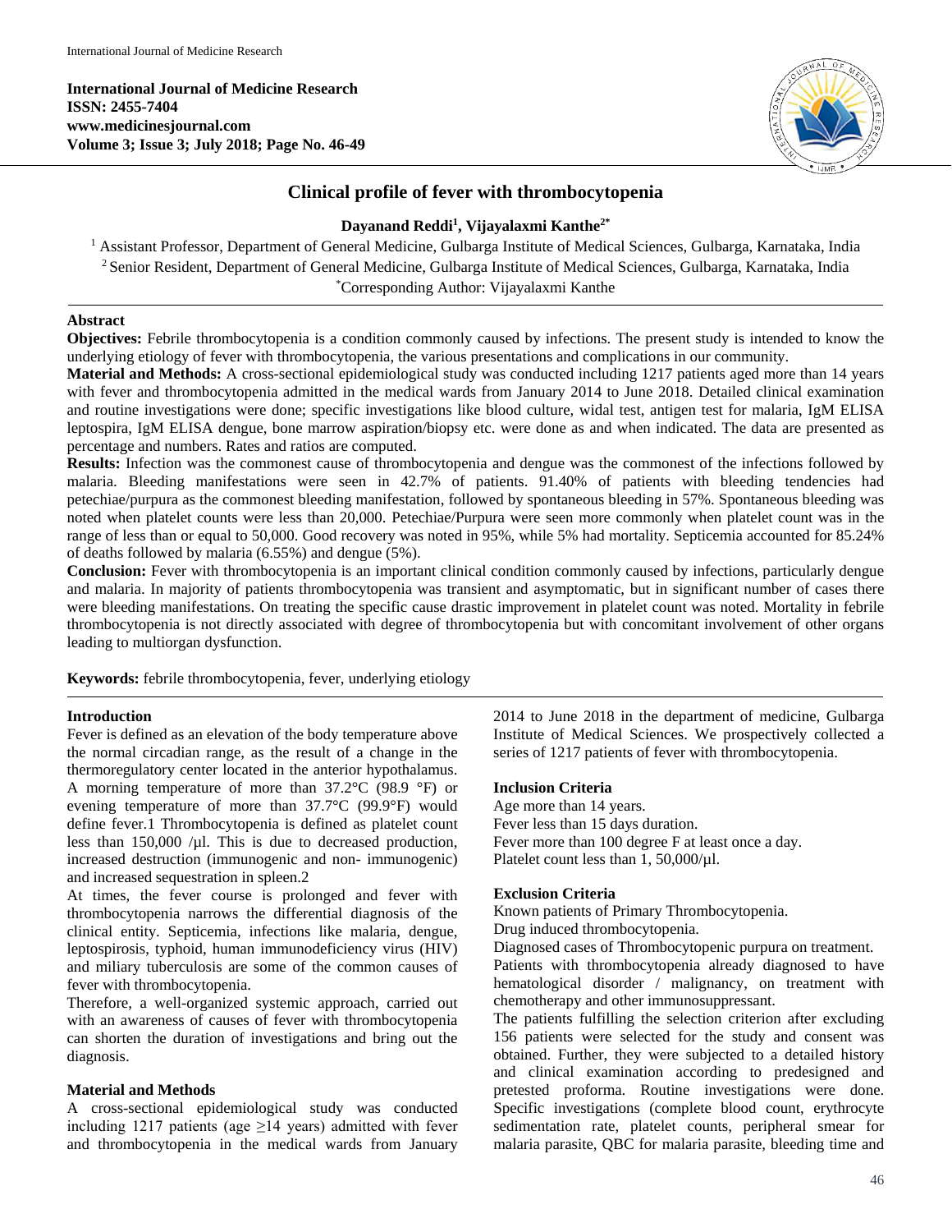# Clinical profile of fever with thrombocytopenia

**Dayanand Reddi[1], Vijayalaxmi Kanthe[2*]**

[1] Assistant Professor, Department of General Medicine, Gulbarga Institute of Medical Sciences, Gulbarga, Karnataka, India
[2] Senior Resident, Department of General Medicine, Gulbarga Institute of Medical Sciences, Gulbarga, Karnataka, India
[*]Corresponding Author: Vijayalaxmi Kanthe

## Abstract

**Objectives:** Febrile thrombocytopenia is a condition commonly caused by infections. The present study is intended to know the underlying etiology of fever with thrombocytopenia, the various presentations and complications in our community.

**Material and Methods:** A cross-sectional epidemiological study was conducted including 1217 patients aged more than 14 years with fever and thrombocytopenia admitted in the medical wards from January 2014 to June 2018. Detailed clinical examination and routine investigations were done; specific investigations like blood culture, widal test, antigen test for malaria, IgM ELISA leptospira, IgM ELISA dengue, bone marrow aspiration/biopsy etc. were done as and when indicated. The data are presented as percentage and numbers. Rates and ratios are computed.

**Results:** Infection was the commonest cause of thrombocytopenia and dengue was the commonest of the infections followed by malaria. Bleeding manifestations were seen in 42.7% of patients. 91.40% of patients with bleeding tendencies had petechiae/purpura as the commonest bleeding manifestation, followed by spontaneous bleeding in 57%. Spontaneous bleeding was noted when platelet counts were less than 20,000. Petechiae/Purpura were seen more commonly when platelet count was in the range of less than or equal to 50,000. Good recovery was noted in 95%, while 5% had mortality. Septicemia accounted for 85.24% of deaths followed by malaria (6.55%) and dengue (5%).

**Conclusion:** Fever with thrombocytopenia is an important clinical condition commonly caused by infections, particularly dengue and malaria. In majority of patients thrombocytopenia was transient and asymptomatic, but in significant number of cases there were bleeding manifestations. On treating the specific cause drastic improvement in platelet count was noted. Mortality in febrile thrombocytopenia is not directly associated with degree of thrombocytopenia but with concomitant involvement of other organs leading to multiorgan dysfunction.

**Keywords:** febrile thrombocytopenia, fever, underlying etiology

## Introduction

Fever is defined as an elevation of the body temperature above the normal circadian range, as the result of a change in the thermoregulatory center located in the anterior hypothalamus. A morning temperature of more than 37.2°C (98.9 °F) or evening temperature of more than 37.7°C (99.9°F) would define fever.1 Thrombocytopenia is defined as platelet count less than 150,000 /µl. This is due to decreased production, increased destruction (immunogenic and non- immunogenic) and increased sequestration in spleen.2

At times, the fever course is prolonged and fever with thrombocytopenia narrows the differential diagnosis of the clinical entity. Septicemia, infections like malaria, dengue, leptospirosis, typhoid, human immunodeficiency virus (HIV) and miliary tuberculosis are some of the common causes of fever with thrombocytopenia.

Therefore, a well-organized systemic approach, carried out with an awareness of causes of fever with thrombocytopenia can shorten the duration of investigations and bring out the diagnosis.

## Material and Methods

A cross-sectional epidemiological study was conducted including 1217 patients (age ≥14 years) admitted with fever and thrombocytopenia in the medical wards from January 2014 to June 2018 in the department of medicine, Gulbarga Institute of Medical Sciences. We prospectively collected a series of 1217 patients of fever with thrombocytopenia.

### Inclusion Criteria

Age more than 14 years.
Fever less than 15 days duration.
Fever more than 100 degree F at least once a day.
Platelet count less than 1, 50,000/µl.

### Exclusion Criteria

Known patients of Primary Thrombocytopenia.
Drug induced thrombocytopenia.
Diagnosed cases of Thrombocytopenic purpura on treatment.
Patients with thrombocytopenia already diagnosed to have hematological disorder / malignancy, on treatment with chemotherapy and other immunosuppressant.

The patients fulfilling the selection criterion after excluding 156 patients were selected for the study and consent was obtained. Further, they were subjected to a detailed history and clinical examination according to predesigned and pretested proforma. Routine investigations were done. Specific investigations (complete blood count, erythrocyte sedimentation rate, platelet counts, peripheral smear for malaria parasite, QBC for malaria parasite, bleeding time and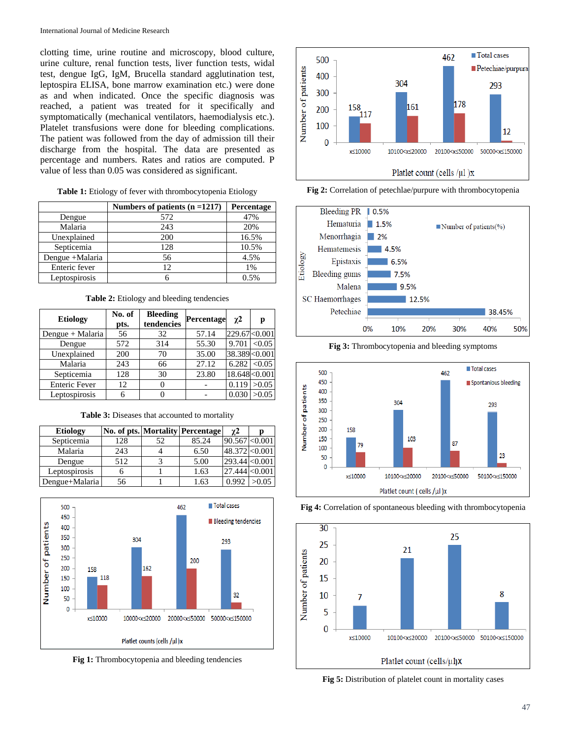clotting time, urine routine and microscopy, blood culture, urine culture, renal function tests, liver function tests, widal test, dengue IgG, IgM, Brucella standard agglutination test, leptospira ELISA, bone marrow examination etc.) were done as and when indicated. Once the specific diagnosis was reached, a patient was treated for it specifically and symptomatically (mechanical ventilators, haemodialysis etc.). Platelet transfusions were done for bleeding complications. The patient was followed from the day of admission till their discharge from the hospital. The data are presented as percentage and numbers. Rates and ratios are computed. P value of less than 0.05 was considered as significant.

**Table 1:** Etiology of fever with thrombocytopenia Etiology

| | Numbers of patients (n =1217) | Percentage |
|---|---|---|
| Dengue | 572 | 47% |
| Malaria | 243 | 20% |
| Unexplained | 200 | 16.5% |
| Septicemia | 128 | 10.5% |
| Dengue +Malaria | 56 | 4.5% |
| Enteric fever | 12 | 1% |
| Leptospirosis | 6 | 0.5% |

**Table 2:** Etiology and bleeding tendencies

| Etiology | No. of pts. | Bleeding tendencies | Percentage | χ2 | p |
|---|---|---|---|---|---|
| Dengue + Malaria | 56 | 32 | 57.14 | 229.67 | <0.001 |
| Dengue | 572 | 314 | 55.30 | 9.701 | <0.05 |
| Unexplained | 200 | 70 | 35.00 | 38.389 | <0.001 |
| Malaria | 243 | 66 | 27.12 | 6.282 | <0.05 |
| Septicemia | 128 | 30 | 23.80 | 18.648 | <0.001 |
| Enteric Fever | 12 | 0 | - | 0.119 | >0.05 |
| Leptospirosis | 6 | 0 | - | 0.030 | >0.05 |

**Table 3:** Diseases that accounted to mortality

| Etiology | No. of pts. | Mortality | Percentage | χ2 | p |
|---|---|---|---|---|---|
| Septicemia | 128 | 52 | 85.24 | 90.567 | <0.001 |
| Malaria | 243 | 4 | 6.50 | 48.372 | <0.001 |
| Dengue | 512 | 3 | 5.00 | 293.44 | <0.001 |
| Leptospirosis | 6 | 1 | 1.63 | 27.444 | <0.001 |
| Dengue+Malaria | 56 | 1 | 1.63 | 0.992 | >0.05 |

**Fig 1:** Thrombocytopenia and bleeding tendencies

**Fig 2:** Correlation of petechlae/purpure with thrombocytopenia

**Fig 3:** Thrombocytopenia and bleeding symptoms

**Fig 4:** Correlation of spontaneous bleeding with thrombocytopenia

**Fig 5:** Distribution of platelet count in mortality cases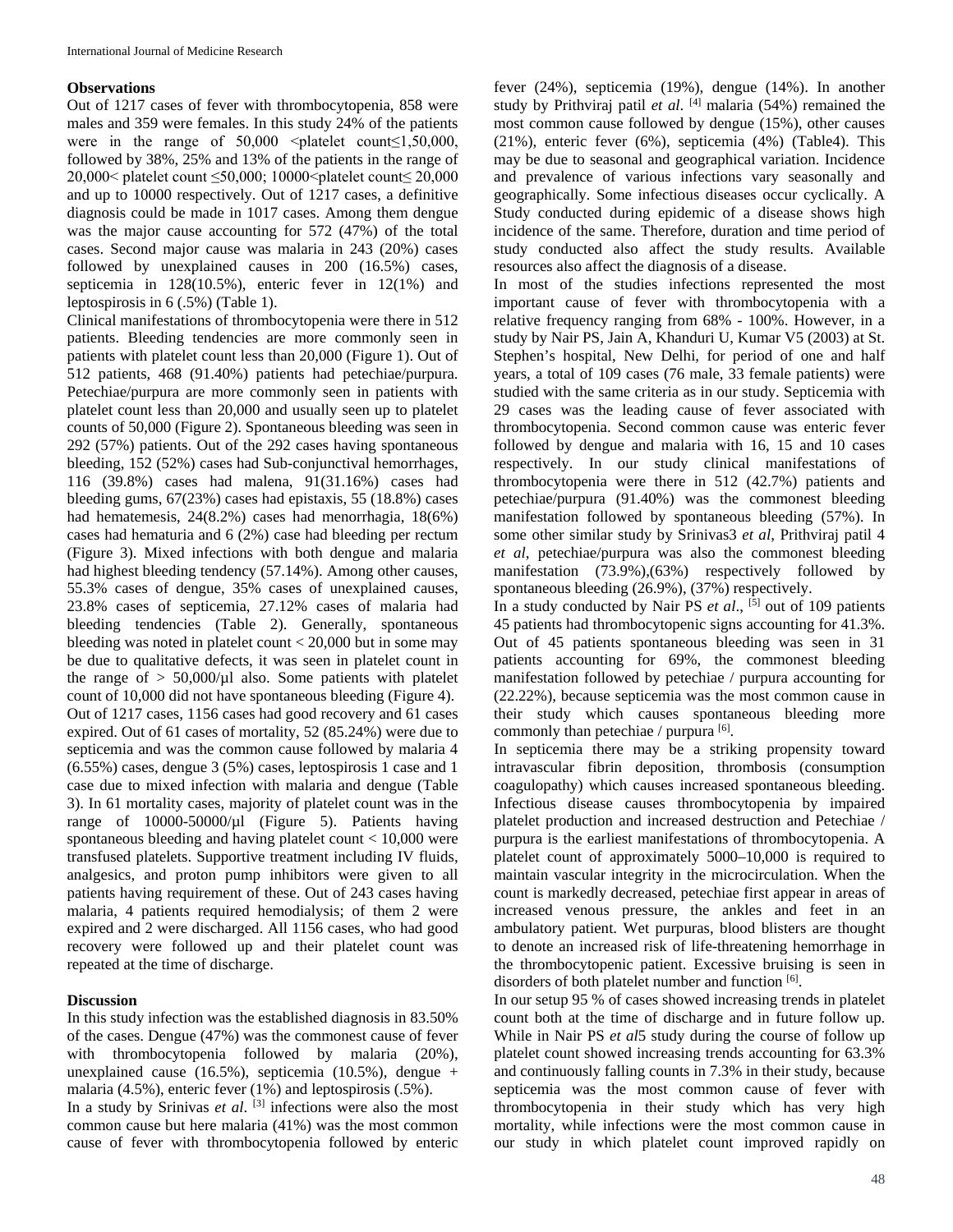### Observations

Out of 1217 cases of fever with thrombocytopenia, 858 were males and 359 were females. In this study 24% of the patients were in the range of 50,000 <platelet count≤1,50,000, followed by 38%, 25% and 13% of the patients in the range of 20,000< platelet count ≤50,000; 10000<platelet count≤ 20,000 and up to 10000 respectively. Out of 1217 cases, a definitive diagnosis could be made in 1017 cases. Among them dengue was the major cause accounting for 572 (47%) of the total cases. Second major cause was malaria in 243 (20%) cases followed by unexplained causes in 200 (16.5%) cases, septicemia in 128(10.5%), enteric fever in 12(1%) and leptospirosis in 6 (.5%) (Table 1).

Clinical manifestations of thrombocytopenia were there in 512 patients. Bleeding tendencies are more commonly seen in patients with platelet count less than 20,000 (Figure 1). Out of 512 patients, 468 (91.40%) patients had petechiae/purpura. Petechiae/purpura are more commonly seen in patients with platelet count less than 20,000 and usually seen up to platelet counts of 50,000 (Figure 2). Spontaneous bleeding was seen in 292 (57%) patients. Out of the 292 cases having spontaneous bleeding, 152 (52%) cases had Sub-conjunctival hemorrhages, 116 (39.8%) cases had malena, 91(31.16%) cases had bleeding gums, 67(23%) cases had epistaxis, 55 (18.8%) cases had hematemesis, 24(8.2%) cases had menorrhagia, 18(6%) cases had hematuria and 6 (2%) case had bleeding per rectum (Figure 3). Mixed infections with both dengue and malaria had highest bleeding tendency (57.14%). Among other causes, 55.3% cases of dengue, 35% cases of unexplained causes, 23.8% cases of septicemia, 27.12% cases of malaria had bleeding tendencies (Table 2). Generally, spontaneous bleeding was noted in platelet count < 20,000 but in some may be due to qualitative defects, it was seen in platelet count in the range of > 50,000/µl also. Some patients with platelet count of 10,000 did not have spontaneous bleeding (Figure 4).

Out of 1217 cases, 1156 cases had good recovery and 61 cases expired. Out of 61 cases of mortality, 52 (85.24%) were due to septicemia and was the common cause followed by malaria 4 (6.55%) cases, dengue 3 (5%) cases, leptospirosis 1 case and 1 case due to mixed infection with malaria and dengue (Table 3). In 61 mortality cases, majority of platelet count was in the range of 10000-50000/µl (Figure 5). Patients having spontaneous bleeding and having platelet count < 10,000 were transfused platelets. Supportive treatment including IV fluids, analgesics, and proton pump inhibitors were given to all patients having requirement of these. Out of 243 cases having malaria, 4 patients required hemodialysis; of them 2 were expired and 2 were discharged. All 1156 cases, who had good recovery were followed up and their platelet count was repeated at the time of discharge.

### Discussion

In this study infection was the established diagnosis in 83.50% of the cases. Dengue (47%) was the commonest cause of fever with thrombocytopenia followed by malaria (20%), unexplained cause (16.5%), septicemia (10.5%), dengue + malaria (4.5%), enteric fever (1%) and leptospirosis (.5%).

In a study by Srinivas *et al*. [3] infections were also the most common cause but here malaria (41%) was the most common cause of fever with thrombocytopenia followed by enteric fever (24%), septicemia (19%), dengue (14%). In another study by Prithviraj patil *et al*. [4] malaria (54%) remained the most common cause followed by dengue (15%), other causes (21%), enteric fever (6%), septicemia (4%) (Table4). This may be due to seasonal and geographical variation. Incidence and prevalence of various infections vary seasonally and geographically. Some infectious diseases occur cyclically. A Study conducted during epidemic of a disease shows high incidence of the same. Therefore, duration and time period of study conducted also affect the study results. Available resources also affect the diagnosis of a disease.

In most of the studies infections represented the most important cause of fever with thrombocytopenia with a relative frequency ranging from 68% - 100%. However, in a study by Nair PS, Jain A, Khanduri U, Kumar V5 (2003) at St. Stephen's hospital, New Delhi, for period of one and half years, a total of 109 cases (76 male, 33 female patients) were studied with the same criteria as in our study. Septicemia with 29 cases was the leading cause of fever associated with thrombocytopenia. Second common cause was enteric fever followed by dengue and malaria with 16, 15 and 10 cases respectively. In our study clinical manifestations of thrombocytopenia were there in 512 (42.7%) patients and petechiae/purpura (91.40%) was the commonest bleeding manifestation followed by spontaneous bleeding (57%). In some other similar study by Srinivas3 *et al*, Prithviraj patil 4 *et al*, petechiae/purpura was also the commonest bleeding manifestation (73.9%),(63%) respectively followed by spontaneous bleeding (26.9%), (37%) respectively.

In a study conducted by Nair PS *et al*., [5] out of 109 patients 45 patients had thrombocytopenic signs accounting for 41.3%. Out of 45 patients spontaneous bleeding was seen in 31 patients accounting for 69%, the commonest bleeding manifestation followed by petechiae / purpura accounting for (22.22%), because septicemia was the most common cause in their study which causes spontaneous bleeding more commonly than petechiae / purpura [6].

In septicemia there may be a striking propensity toward intravascular fibrin deposition, thrombosis (consumption coagulopathy) which causes increased spontaneous bleeding. Infectious disease causes thrombocytopenia by impaired platelet production and increased destruction and Petechiae / purpura is the earliest manifestations of thrombocytopenia. A platelet count of approximately 5000–10,000 is required to maintain vascular integrity in the microcirculation. When the count is markedly decreased, petechiae first appear in areas of increased venous pressure, the ankles and feet in an ambulatory patient. Wet purpuras, blood blisters are thought to denote an increased risk of life-threatening hemorrhage in the thrombocytopenic patient. Excessive bruising is seen in disorders of both platelet number and function [6].

In our setup 95 % of cases showed increasing trends in platelet count both at the time of discharge and in future follow up. While in Nair PS *et al*5 study during the course of follow up platelet count showed increasing trends accounting for 63.3% and continuously falling counts in 7.3% in their study, because septicemia was the most common cause of fever with thrombocytopenia in their study which has very high mortality, while infections were the most common cause in our study in which platelet count improved rapidly on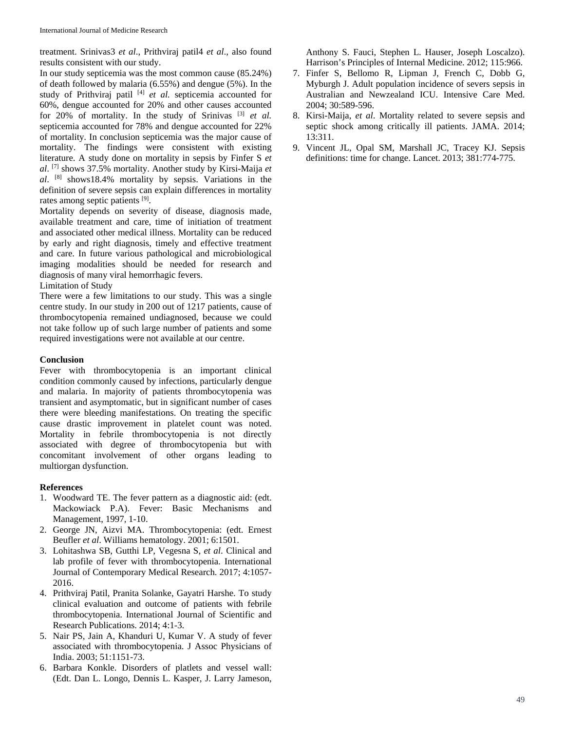treatment. Srinivas3 *et al*., Prithviraj patil4 *et al*., also found results consistent with our study.

In our study septicemia was the most common cause (85.24%) of death followed by malaria (6.55%) and dengue (5%). In the study of Prithviraj patil [4] *et al.* septicemia accounted for 60%, dengue accounted for 20% and other causes accounted for 20% of mortality. In the study of Srinivas [3] *et al.* septicemia accounted for 78% and dengue accounted for 22% of mortality. In conclusion septicemia was the major cause of mortality. The findings were consistent with existing literature. A study done on mortality in sepsis by Finfer S *et al*. [7] shows 37.5% mortality. Another study by Kirsi-Maija *et al*. [8] shows18.4% mortality by sepsis. Variations in the definition of severe sepsis can explain differences in mortality rates among septic patients [9].

Mortality depends on severity of disease, diagnosis made, available treatment and care, time of initiation of treatment and associated other medical illness. Mortality can be reduced by early and right diagnosis, timely and effective treatment and care. In future various pathological and microbiological imaging modalities should be needed for research and diagnosis of many viral hemorrhagic fevers.

Limitation of Study

There were a few limitations to our study. This was a single centre study. In our study in 200 out of 1217 patients, cause of thrombocytopenia remained undiagnosed, because we could not take follow up of such large number of patients and some required investigations were not available at our centre.

## Conclusion

Fever with thrombocytopenia is an important clinical condition commonly caused by infections, particularly dengue and malaria. In majority of patients thrombocytopenia was transient and asymptomatic, but in significant number of cases there were bleeding manifestations. On treating the specific cause drastic improvement in platelet count was noted. Mortality in febrile thrombocytopenia is not directly associated with degree of thrombocytopenia but with concomitant involvement of other organs leading to multiorgan dysfunction.

## References

1. Woodward TE. The fever pattern as a diagnostic aid: (edt. Mackowiack P.A). Fever: Basic Mechanisms and Management, 1997, 1-10.
2. George JN, Aizvi MA. Thrombocytopenia: (edt. Ernest Beufler *et al*. Williams hematology. 2001; 6:1501.
3. Lohitashwa SB, Gutthi LP, Vegesna S, *et al*. Clinical and lab profile of fever with thrombocytopenia. International Journal of Contemporary Medical Research. 2017; 4:1057-2016.
4. Prithviraj Patil, Pranita Solanke, Gayatri Harshe. To study clinical evaluation and outcome of patients with febrile thrombocytopenia. International Journal of Scientific and Research Publications. 2014; 4:1-3.
5. Nair PS, Jain A, Khanduri U, Kumar V. A study of fever associated with thrombocytopenia. J Assoc Physicians of India. 2003; 51:1151-73.
6. Barbara Konkle. Disorders of platlets and vessel wall: (Edt. Dan L. Longo, Dennis L. Kasper, J. Larry Jameson, Anthony S. Fauci, Stephen L. Hauser, Joseph Loscalzo). Harrison’s Principles of Internal Medicine. 2012; 115:966.
7. Finfer S, Bellomo R, Lipman J, French C, Dobb G, Myburgh J. Adult population incidence of severs sepsis in Australian and Newzealand ICU. Intensive Care Med. 2004; 30:589-596.
8. Kirsi-Maija, *et al*. Mortality related to severe sepsis and septic shock among critically ill patients. JAMA. 2014; 13:311.
9. Vincent JL, Opal SM, Marshall JC, Tracey KJ. Sepsis definitions: time for change. Lancet. 2013; 381:774-775.